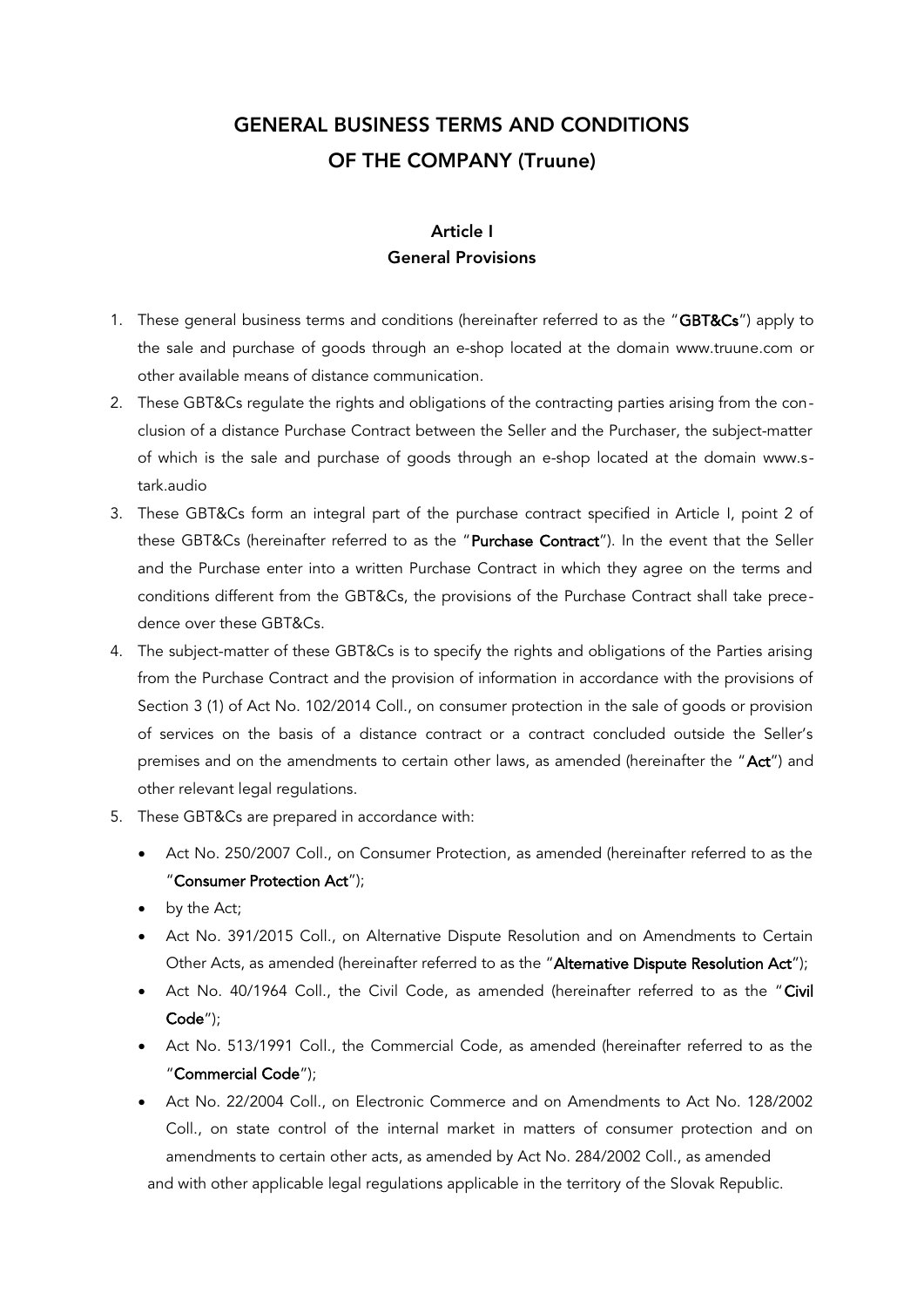# GENERAL BUSINESS TERMS AND CONDITIONS OF THE COMPANY (Truune)

## Article I
## General Provisions

1. These general business terms and conditions (hereinafter referred to as the "**GBT&Cs**") apply to the sale and purchase of goods through an e-shop located at the domain www.truune.com or other available means of distance communication.
2. These GBT&Cs regulate the rights and obligations of the contracting parties arising from the conclusion of a distance Purchase Contract between the Seller and the Purchaser, the subject-matter of which is the sale and purchase of goods through an e-shop located at the domain www.s-tark.audio
3. These GBT&Cs form an integral part of the purchase contract specified in Article I, point 2 of these GBT&Cs (hereinafter referred to as the "**Purchase Contract**"). In the event that the Seller and the Purchase enter into a written Purchase Contract in which they agree on the terms and conditions different from the GBT&Cs, the provisions of the Purchase Contract shall take precedence over these GBT&Cs.
4. The subject-matter of these GBT&Cs is to specify the rights and obligations of the Parties arising from the Purchase Contract and the provision of information in accordance with the provisions of Section 3 (1) of Act No. 102/2014 Coll., on consumer protection in the sale of goods or provision of services on the basis of a distance contract or a contract concluded outside the Seller's premises and on the amendments to certain other laws, as amended (hereinafter the "**Act**") and other relevant legal regulations.
5. These GBT&Cs are prepared in accordance with:
   - Act No. 250/2007 Coll., on Consumer Protection, as amended (hereinafter referred to as the "**Consumer Protection Act**");
   - by the Act;
   - Act No. 391/2015 Coll., on Alternative Dispute Resolution and on Amendments to Certain Other Acts, as amended (hereinafter referred to as the "**Alternative Dispute Resolution Act**");
   - Act No. 40/1964 Coll., the Civil Code, as amended (hereinafter referred to as the "**Civil Code**");
   - Act No. 513/1991 Coll., the Commercial Code, as amended (hereinafter referred to as the "**Commercial Code**");
   - Act No. 22/2004 Coll., on Electronic Commerce and on Amendments to Act No. 128/2002 Coll., on state control of the internal market in matters of consumer protection and on amendments to certain other acts, as amended by Act No. 284/2002 Coll., as amended

   and with other applicable legal regulations applicable in the territory of the Slovak Republic.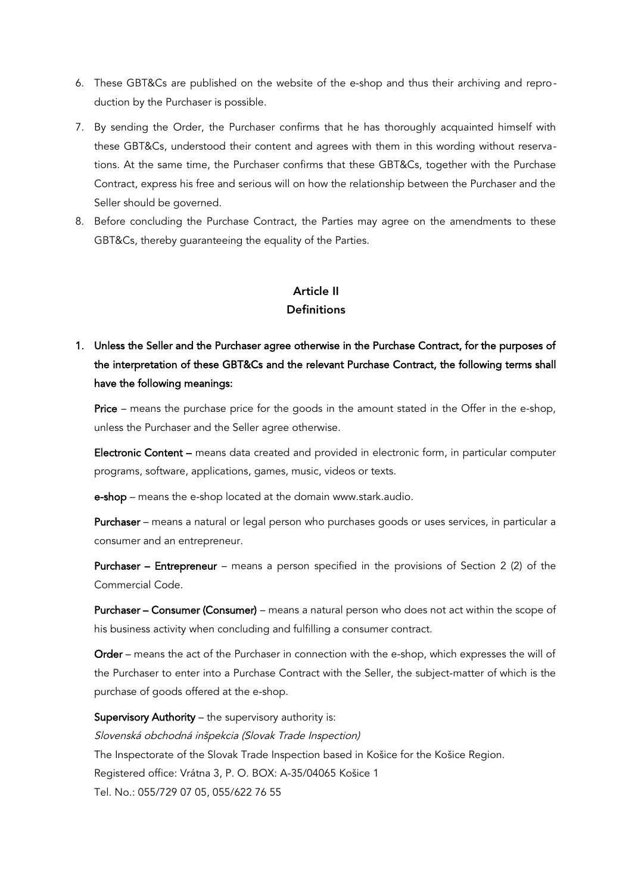6. These GBT&Cs are published on the website of the e-shop and thus their archiving and reproduction by the Purchaser is possible.
7. By sending the Order, the Purchaser confirms that he has thoroughly acquainted himself with these GBT&Cs, understood their content and agrees with them in this wording without reservations. At the same time, the Purchaser confirms that these GBT&Cs, together with the Purchase Contract, express his free and serious will on how the relationship between the Purchaser and the Seller should be governed.
8. Before concluding the Purchase Contract, the Parties may agree on the amendments to these GBT&Cs, thereby guaranteeing the equality of the Parties.

## Article II
## Definitions

1. **Unless the Seller and the Purchaser agree otherwise in the Purchase Contract, for the purposes of the interpretation of these GBT&Cs and the relevant Purchase Contract, the following terms shall have the following meanings:**

   **Price** – means the purchase price for the goods in the amount stated in the Offer in the e-shop, unless the Purchaser and the Seller agree otherwise.

   **Electronic Content –** means data created and provided in electronic form, in particular computer programs, software, applications, games, music, videos or texts.

   **e-shop** – means the e-shop located at the domain www.stark.audio.

   **Purchaser** – means a natural or legal person who purchases goods or uses services, in particular a consumer and an entrepreneur.

   **Purchaser – Entrepreneur** – means a person specified in the provisions of Section 2 (2) of the Commercial Code.

   **Purchaser – Consumer (Consumer)** – means a natural person who does not act within the scope of his business activity when concluding and fulfilling a consumer contract.

   **Order** – means the act of the Purchaser in connection with the e-shop, which expresses the will of the Purchaser to enter into a Purchase Contract with the Seller, the subject-matter of which is the purchase of goods offered at the e-shop.

   **Supervisory Authority** – the supervisory authority is:
   *Slovenská obchodná inšpekcia (Slovak Trade Inspection)*
   The Inspectorate of the Slovak Trade Inspection based in Košice for the Košice Region.
   Registered office: Vrátna 3, P. O. BOX: A-35/04065 Košice 1
   Tel. No.: 055/729 07 05, 055/622 76 55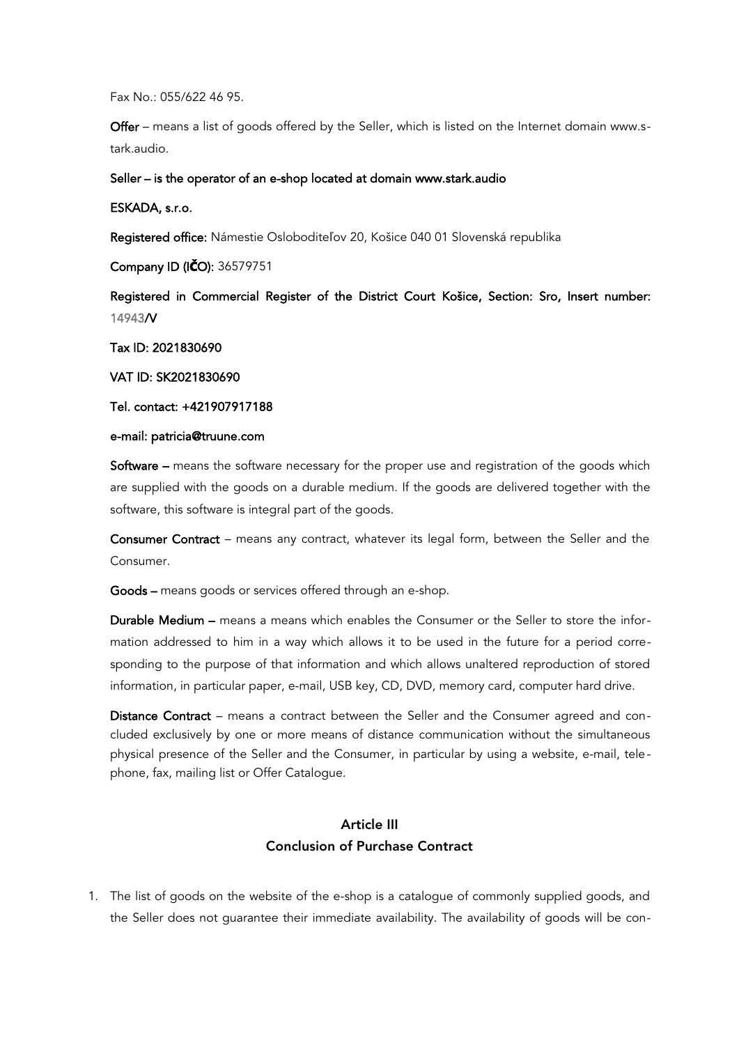Fax No.: 055/622 46 95.

**Offer** – means a list of goods offered by the Seller, which is listed on the Internet domain www.stark.audio.

**Seller – is the operator of an e-shop located at domain www.stark.audio**

**ESKADA, s.r.o.**

**Registered office:** Námestie Osloboditeľov 20, Košice 040 01 Slovenská republika

**Company ID (IČO):** 36579751

**Registered in Commercial Register of the District Court Košice, Section: Sro, Insert number:** 14943**/V**

**Tax ID: 2021830690**

**VAT ID: SK2021830690**

**Tel. contact: +421907917188**

**e-mail: patricia@truune.com**

**Software –** means the software necessary for the proper use and registration of the goods which are supplied with the goods on a durable medium. If the goods are delivered together with the software, this software is integral part of the goods.

**Consumer Contract** – means any contract, whatever its legal form, between the Seller and the Consumer.

**Goods –** means goods or services offered through an e-shop.

**Durable Medium –** means a means which enables the Consumer or the Seller to store the information addressed to him in a way which allows it to be used in the future for a period corresponding to the purpose of that information and which allows unaltered reproduction of stored information, in particular paper, e-mail, USB key, CD, DVD, memory card, computer hard drive.

**Distance Contract** – means a contract between the Seller and the Consumer agreed and concluded exclusively by one or more means of distance communication without the simultaneous physical presence of the Seller and the Consumer, in particular by using a website, e-mail, telephone, fax, mailing list or Offer Catalogue.

## Article III
## Conclusion of Purchase Contract

1. The list of goods on the website of the e-shop is a catalogue of commonly supplied goods, and the Seller does not guarantee their immediate availability. The availability of goods will be con-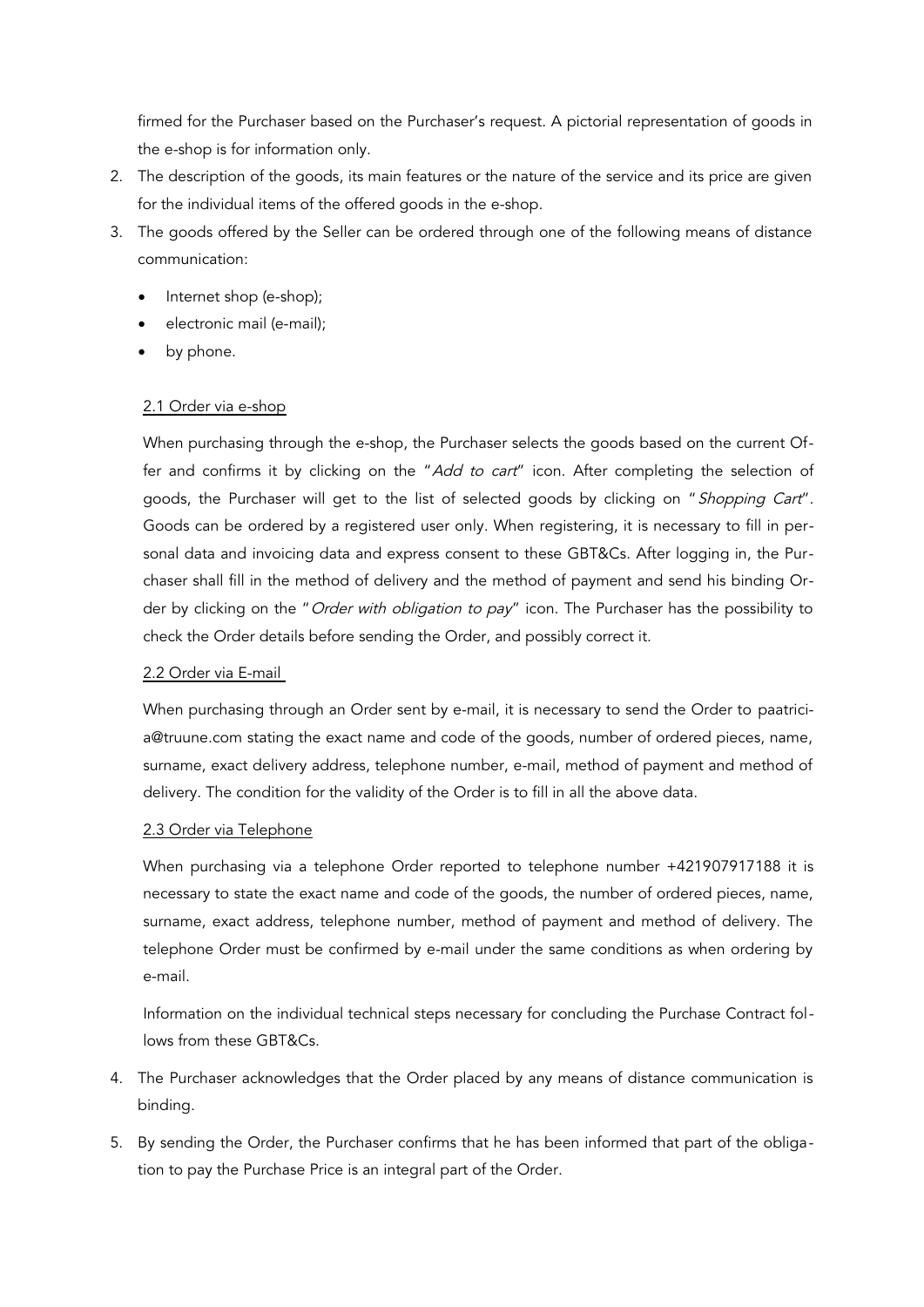firmed for the Purchaser based on the Purchaser's request. A pictorial representation of goods in the e-shop is for information only.

2. The description of the goods, its main features or the nature of the service and its price are given for the individual items of the offered goods in the e-shop.
3. The goods offered by the Seller can be ordered through one of the following means of distance communication:
   - Internet shop (e-shop);
   - electronic mail (e-mail);
   - by phone.

   2.1 Order via e-shop

   When purchasing through the e-shop, the Purchaser selects the goods based on the current Offer and confirms it by clicking on the "*Add to cart*" icon. After completing the selection of goods, the Purchaser will get to the list of selected goods by clicking on "*Shopping Cart*". Goods can be ordered by a registered user only. When registering, it is necessary to fill in personal data and invoicing data and express consent to these GBT&Cs. After logging in, the Purchaser shall fill in the method of delivery and the method of payment and send his binding Order by clicking on the "*Order with obligation to pay*" icon. The Purchaser has the possibility to check the Order details before sending the Order, and possibly correct it.

   2.2 Order via E-mail

   When purchasing through an Order sent by e-mail, it is necessary to send the Order to paatricia@truune.com stating the exact name and code of the goods, number of ordered pieces, name, surname, exact delivery address, telephone number, e-mail, method of payment and method of delivery. The condition for the validity of the Order is to fill in all the above data.

   2.3 Order via Telephone

   When purchasing via a telephone Order reported to telephone number +421907917188 it is necessary to state the exact name and code of the goods, the number of ordered pieces, name, surname, exact address, telephone number, method of payment and method of delivery. The telephone Order must be confirmed by e-mail under the same conditions as when ordering by e-mail.

   Information on the individual technical steps necessary for concluding the Purchase Contract follows from these GBT&Cs.

4. The Purchaser acknowledges that the Order placed by any means of distance communication is binding.
5. By sending the Order, the Purchaser confirms that he has been informed that part of the obligation to pay the Purchase Price is an integral part of the Order.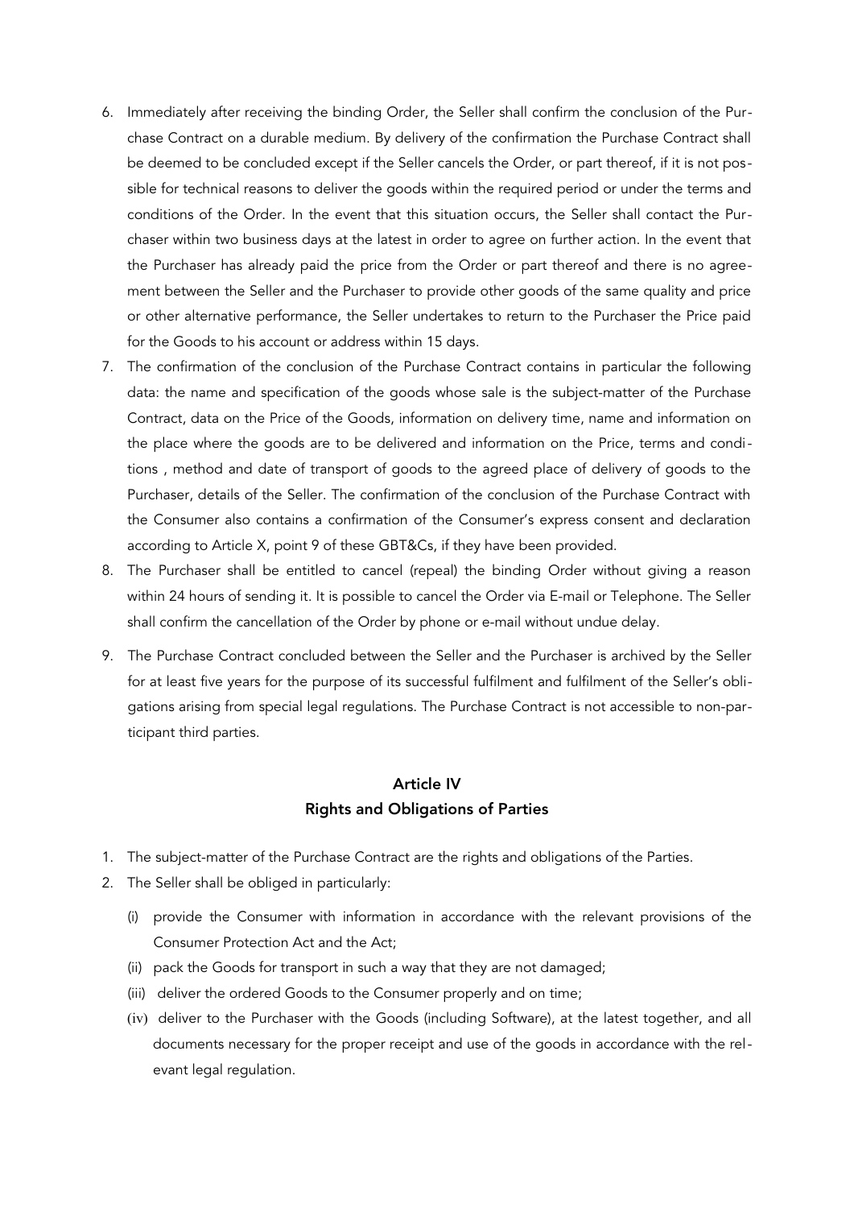6. Immediately after receiving the binding Order, the Seller shall confirm the conclusion of the Purchase Contract on a durable medium. By delivery of the confirmation the Purchase Contract shall be deemed to be concluded except if the Seller cancels the Order, or part thereof, if it is not possible for technical reasons to deliver the goods within the required period or under the terms and conditions of the Order. In the event that this situation occurs, the Seller shall contact the Purchaser within two business days at the latest in order to agree on further action. In the event that the Purchaser has already paid the price from the Order or part thereof and there is no agreement between the Seller and the Purchaser to provide other goods of the same quality and price or other alternative performance, the Seller undertakes to return to the Purchaser the Price paid for the Goods to his account or address within 15 days.
7. The confirmation of the conclusion of the Purchase Contract contains in particular the following data: the name and specification of the goods whose sale is the subject-matter of the Purchase Contract, data on the Price of the Goods, information on delivery time, name and information on the place where the goods are to be delivered and information on the Price, terms and conditions , method and date of transport of goods to the agreed place of delivery of goods to the Purchaser, details of the Seller. The confirmation of the conclusion of the Purchase Contract with the Consumer also contains a confirmation of the Consumer's express consent and declaration according to Article X, point 9 of these GBT&Cs, if they have been provided.
8. The Purchaser shall be entitled to cancel (repeal) the binding Order without giving a reason within 24 hours of sending it. It is possible to cancel the Order via E-mail or Telephone. The Seller shall confirm the cancellation of the Order by phone or e-mail without undue delay.
9. The Purchase Contract concluded between the Seller and the Purchaser is archived by the Seller for at least five years for the purpose of its successful fulfilment and fulfilment of the Seller's obligations arising from special legal regulations. The Purchase Contract is not accessible to non-participant third parties.

## Article IV
## Rights and Obligations of Parties

1. The subject-matter of the Purchase Contract are the rights and obligations of the Parties.
2. The Seller shall be obliged in particularly:
   (i) provide the Consumer with information in accordance with the relevant provisions of the Consumer Protection Act and the Act;
   (ii) pack the Goods for transport in such a way that they are not damaged;
   (iii) deliver the ordered Goods to the Consumer properly and on time;
   (iv) deliver to the Purchaser with the Goods (including Software), at the latest together, and all documents necessary for the proper receipt and use of the goods in accordance with the relevant legal regulation.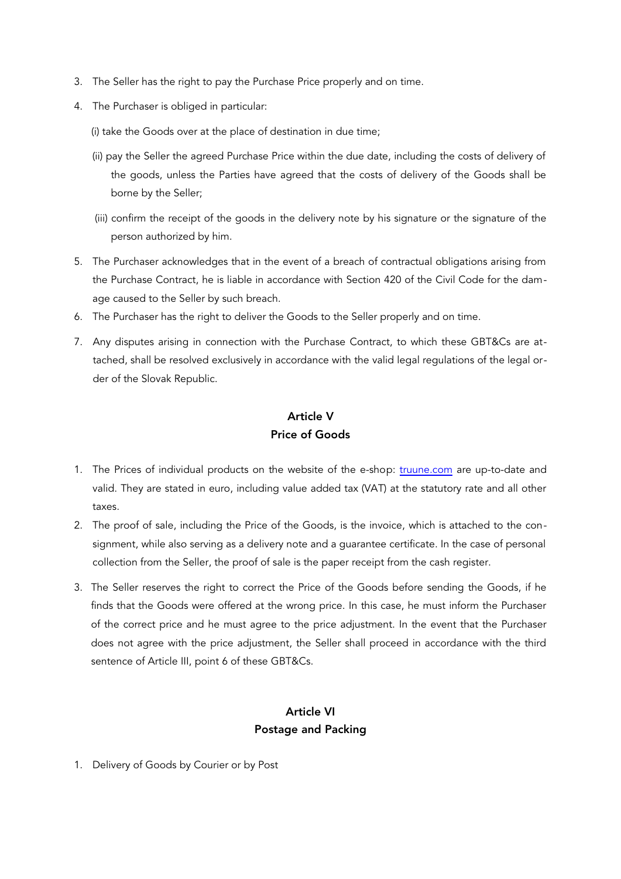3. The Seller has the right to pay the Purchase Price properly and on time.
4. The Purchaser is obliged in particular:

   (i) take the Goods over at the place of destination in due time;

   (ii) pay the Seller the agreed Purchase Price within the due date, including the costs of delivery of the goods, unless the Parties have agreed that the costs of delivery of the Goods shall be borne by the Seller;

   (iii) confirm the receipt of the goods in the delivery note by his signature or the signature of the person authorized by him.

5. The Purchaser acknowledges that in the event of a breach of contractual obligations arising from the Purchase Contract, he is liable in accordance with Section 420 of the Civil Code for the damage caused to the Seller by such breach.
6. The Purchaser has the right to deliver the Goods to the Seller properly and on time.
7. Any disputes arising in connection with the Purchase Contract, to which these GBT&Cs are attached, shall be resolved exclusively in accordance with the valid legal regulations of the legal order of the Slovak Republic.

## Article V
## Price of Goods

1. The Prices of individual products on the website of the e-shop: truune.com are up-to-date and valid. They are stated in euro, including value added tax (VAT) at the statutory rate and all other taxes.
2. The proof of sale, including the Price of the Goods, is the invoice, which is attached to the consignment, while also serving as a delivery note and a guarantee certificate. In the case of personal collection from the Seller, the proof of sale is the paper receipt from the cash register.
3. The Seller reserves the right to correct the Price of the Goods before sending the Goods, if he finds that the Goods were offered at the wrong price. In this case, he must inform the Purchaser of the correct price and he must agree to the price adjustment. In the event that the Purchaser does not agree with the price adjustment, the Seller shall proceed in accordance with the third sentence of Article III, point 6 of these GBT&Cs.

## Article VI
## Postage and Packing

1. Delivery of Goods by Courier or by Post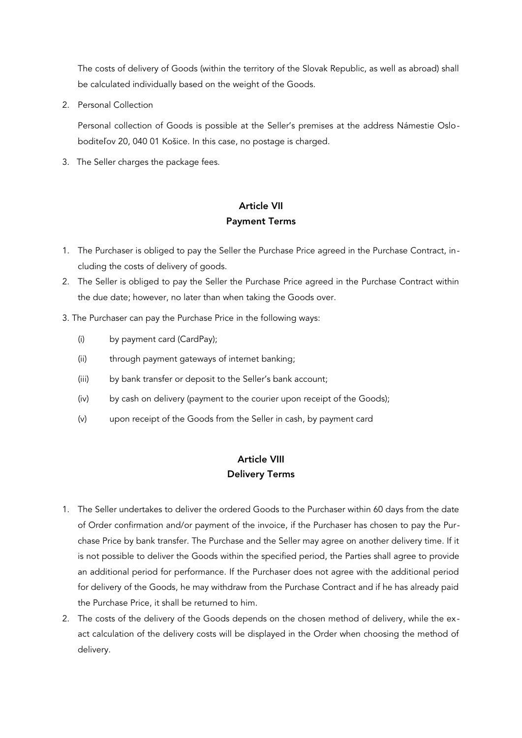The costs of delivery of Goods (within the territory of the Slovak Republic, as well as abroad) shall be calculated individually based on the weight of the Goods.

2. Personal Collection

   Personal collection of Goods is possible at the Seller's premises at the address Námestie Osloboditeľov 20, 040 01 Košice. In this case, no postage is charged.

3. The Seller charges the package fees.

## Article VII
## Payment Terms

1. The Purchaser is obliged to pay the Seller the Purchase Price agreed in the Purchase Contract, including the costs of delivery of goods.
2. The Seller is obliged to pay the Seller the Purchase Price agreed in the Purchase Contract within the due date; however, no later than when taking the Goods over.
3. The Purchaser can pay the Purchase Price in the following ways:
   - (i) by payment card (CardPay);
   - (ii) through payment gateways of internet banking;
   - (iii) by bank transfer or deposit to the Seller's bank account;
   - (iv) by cash on delivery (payment to the courier upon receipt of the Goods);
   - (v) upon receipt of the Goods from the Seller in cash, by payment card

## Article VIII
## Delivery Terms

1. The Seller undertakes to deliver the ordered Goods to the Purchaser within 60 days from the date of Order confirmation and/or payment of the invoice, if the Purchaser has chosen to pay the Purchase Price by bank transfer. The Purchase and the Seller may agree on another delivery time. If it is not possible to deliver the Goods within the specified period, the Parties shall agree to provide an additional period for performance. If the Purchaser does not agree with the additional period for delivery of the Goods, he may withdraw from the Purchase Contract and if he has already paid the Purchase Price, it shall be returned to him.
2. The costs of the delivery of the Goods depends on the chosen method of delivery, while the exact calculation of the delivery costs will be displayed in the Order when choosing the method of delivery.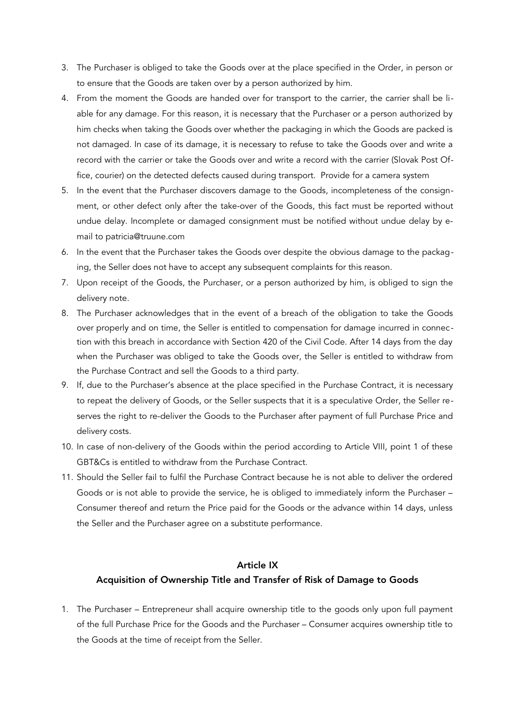3. The Purchaser is obliged to take the Goods over at the place specified in the Order, in person or to ensure that the Goods are taken over by a person authorized by him.
4. From the moment the Goods are handed over for transport to the carrier, the carrier shall be liable for any damage. For this reason, it is necessary that the Purchaser or a person authorized by him checks when taking the Goods over whether the packaging in which the Goods are packed is not damaged. In case of its damage, it is necessary to refuse to take the Goods over and write a record with the carrier or take the Goods over and write a record with the carrier (Slovak Post Office, courier) on the detected defects caused during transport. Provide for a camera system
5. In the event that the Purchaser discovers damage to the Goods, incompleteness of the consignment, or other defect only after the take-over of the Goods, this fact must be reported without undue delay. Incomplete or damaged consignment must be notified without undue delay by e-mail to patricia@truune.com
6. In the event that the Purchaser takes the Goods over despite the obvious damage to the packaging, the Seller does not have to accept any subsequent complaints for this reason.
7. Upon receipt of the Goods, the Purchaser, or a person authorized by him, is obliged to sign the delivery note.
8. The Purchaser acknowledges that in the event of a breach of the obligation to take the Goods over properly and on time, the Seller is entitled to compensation for damage incurred in connection with this breach in accordance with Section 420 of the Civil Code. After 14 days from the day when the Purchaser was obliged to take the Goods over, the Seller is entitled to withdraw from the Purchase Contract and sell the Goods to a third party.
9. If, due to the Purchaser's absence at the place specified in the Purchase Contract, it is necessary to repeat the delivery of Goods, or the Seller suspects that it is a speculative Order, the Seller reserves the right to re-deliver the Goods to the Purchaser after payment of full Purchase Price and delivery costs.
10. In case of non-delivery of the Goods within the period according to Article VIII, point 1 of these GBT&Cs is entitled to withdraw from the Purchase Contract.
11. Should the Seller fail to fulfil the Purchase Contract because he is not able to deliver the ordered Goods or is not able to provide the service, he is obliged to immediately inform the Purchaser – Consumer thereof and return the Price paid for the Goods or the advance within 14 days, unless the Seller and the Purchaser agree on a substitute performance.

## Article IX
## Acquisition of Ownership Title and Transfer of Risk of Damage to Goods

1. The Purchaser – Entrepreneur shall acquire ownership title to the goods only upon full payment of the full Purchase Price for the Goods and the Purchaser – Consumer acquires ownership title to the Goods at the time of receipt from the Seller.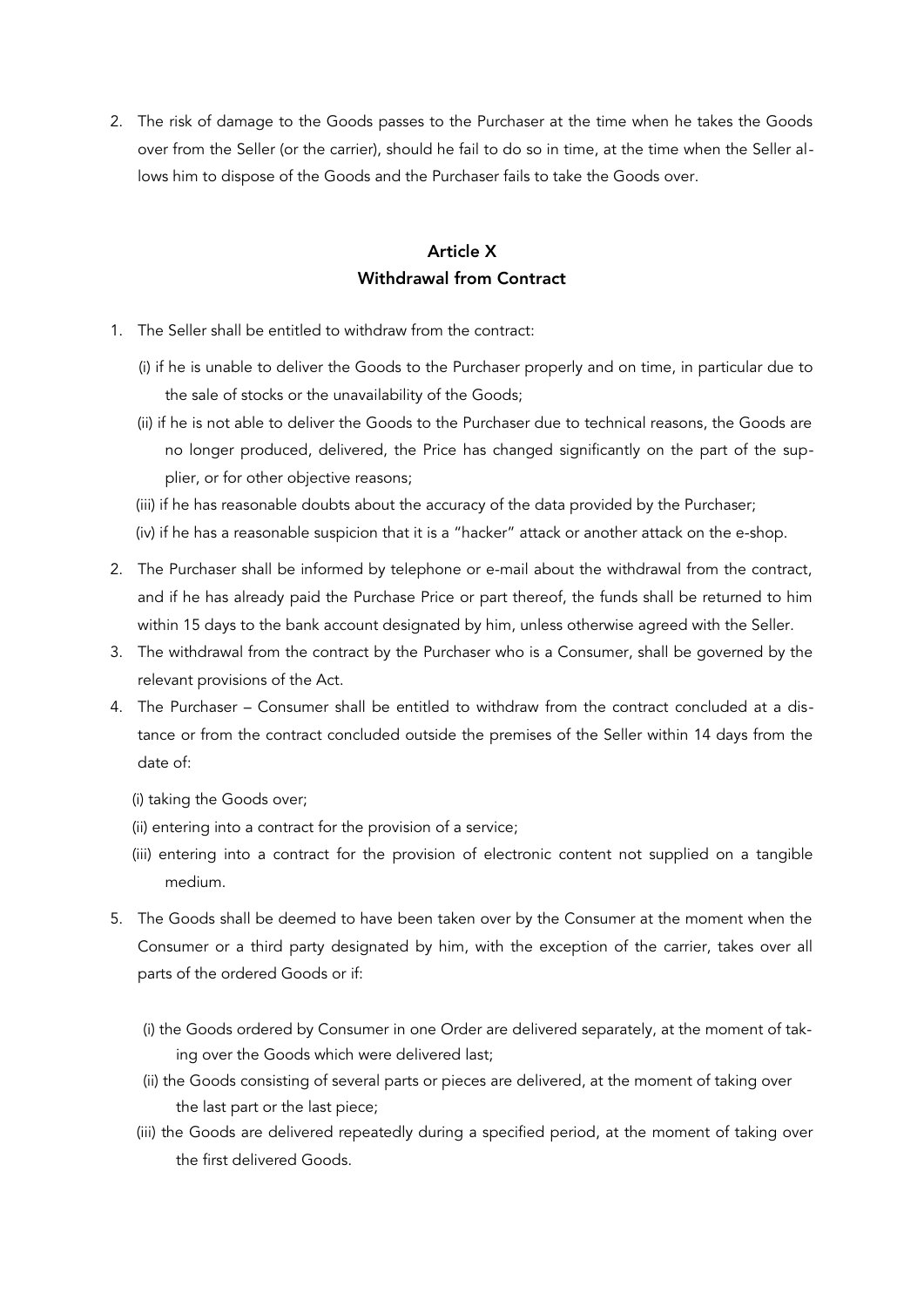2. The risk of damage to the Goods passes to the Purchaser at the time when he takes the Goods over from the Seller (or the carrier), should he fail to do so in time, at the time when the Seller allows him to dispose of the Goods and the Purchaser fails to take the Goods over.

## Article X
## Withdrawal from Contract

1. The Seller shall be entitled to withdraw from the contract:

   (i) if he is unable to deliver the Goods to the Purchaser properly and on time, in particular due to the sale of stocks or the unavailability of the Goods;

   (ii) if he is not able to deliver the Goods to the Purchaser due to technical reasons, the Goods are no longer produced, delivered, the Price has changed significantly on the part of the supplier, or for other objective reasons;

   (iii) if he has reasonable doubts about the accuracy of the data provided by the Purchaser;

   (iv) if he has a reasonable suspicion that it is a "hacker" attack or another attack on the e-shop.

2. The Purchaser shall be informed by telephone or e-mail about the withdrawal from the contract, and if he has already paid the Purchase Price or part thereof, the funds shall be returned to him within 15 days to the bank account designated by him, unless otherwise agreed with the Seller.
3. The withdrawal from the contract by the Purchaser who is a Consumer, shall be governed by the relevant provisions of the Act.
4. The Purchaser – Consumer shall be entitled to withdraw from the contract concluded at a distance or from the contract concluded outside the premises of the Seller within 14 days from the date of:

   (i) taking the Goods over;

   (ii) entering into a contract for the provision of a service;

   (iii) entering into a contract for the provision of electronic content not supplied on a tangible medium.

5. The Goods shall be deemed to have been taken over by the Consumer at the moment when the Consumer or a third party designated by him, with the exception of the carrier, takes over all parts of the ordered Goods or if:

   (i) the Goods ordered by Consumer in one Order are delivered separately, at the moment of taking over the Goods which were delivered last;

   (ii) the Goods consisting of several parts or pieces are delivered, at the moment of taking over the last part or the last piece;

   (iii) the Goods are delivered repeatedly during a specified period, at the moment of taking over the first delivered Goods.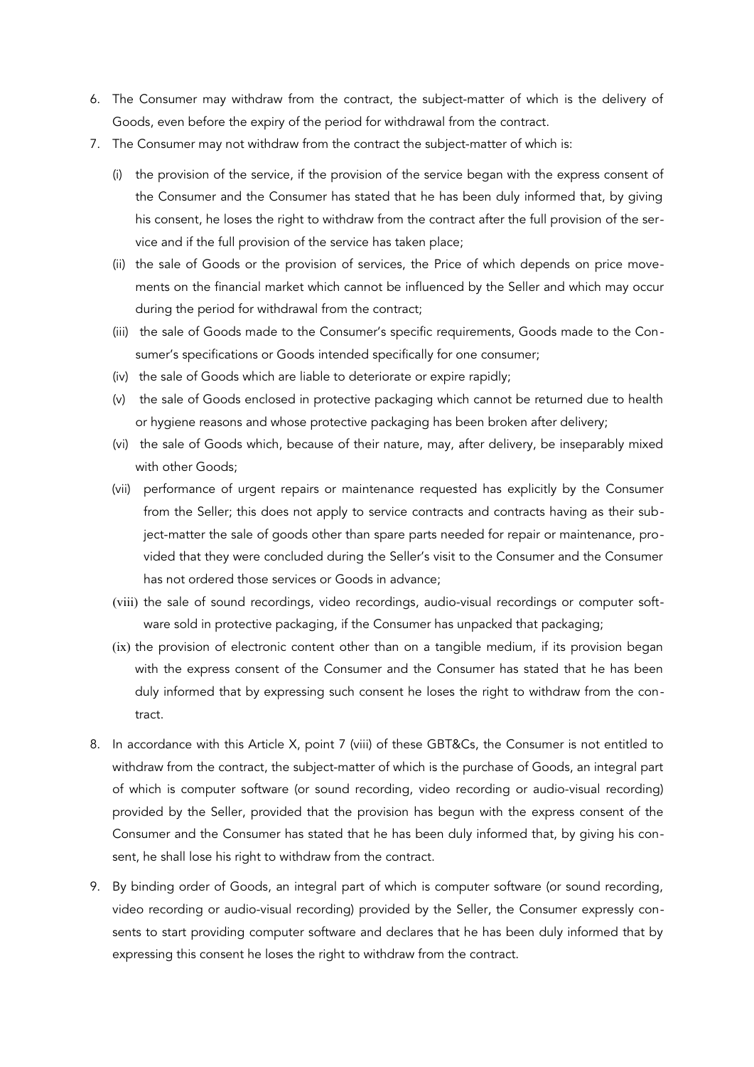6. The Consumer may withdraw from the contract, the subject-matter of which is the delivery of Goods, even before the expiry of the period for withdrawal from the contract.
7. The Consumer may not withdraw from the contract the subject-matter of which is:
   (i) the provision of the service, if the provision of the service began with the express consent of the Consumer and the Consumer has stated that he has been duly informed that, by giving his consent, he loses the right to withdraw from the contract after the full provision of the service and if the full provision of the service has taken place;
   (ii) the sale of Goods or the provision of services, the Price of which depends on price movements on the financial market which cannot be influenced by the Seller and which may occur during the period for withdrawal from the contract;
   (iii) the sale of Goods made to the Consumer's specific requirements, Goods made to the Consumer's specifications or Goods intended specifically for one consumer;
   (iv) the sale of Goods which are liable to deteriorate or expire rapidly;
   (v) the sale of Goods enclosed in protective packaging which cannot be returned due to health or hygiene reasons and whose protective packaging has been broken after delivery;
   (vi) the sale of Goods which, because of their nature, may, after delivery, be inseparably mixed with other Goods;
   (vii) performance of urgent repairs or maintenance requested has explicitly by the Consumer from the Seller; this does not apply to service contracts and contracts having as their subject-matter the sale of goods other than spare parts needed for repair or maintenance, provided that they were concluded during the Seller's visit to the Consumer and the Consumer has not ordered those services or Goods in advance;
   (viii) the sale of sound recordings, video recordings, audio-visual recordings or computer software sold in protective packaging, if the Consumer has unpacked that packaging;
   (ix) the provision of electronic content other than on a tangible medium, if its provision began with the express consent of the Consumer and the Consumer has stated that he has been duly informed that by expressing such consent he loses the right to withdraw from the contract.
8. In accordance with this Article X, point 7 (viii) of these GBT&Cs, the Consumer is not entitled to withdraw from the contract, the subject-matter of which is the purchase of Goods, an integral part of which is computer software (or sound recording, video recording or audio-visual recording) provided by the Seller, provided that the provision has begun with the express consent of the Consumer and the Consumer has stated that he has been duly informed that, by giving his consent, he shall lose his right to withdraw from the contract.
9. By binding order of Goods, an integral part of which is computer software (or sound recording, video recording or audio-visual recording) provided by the Seller, the Consumer expressly consents to start providing computer software and declares that he has been duly informed that by expressing this consent he loses the right to withdraw from the contract.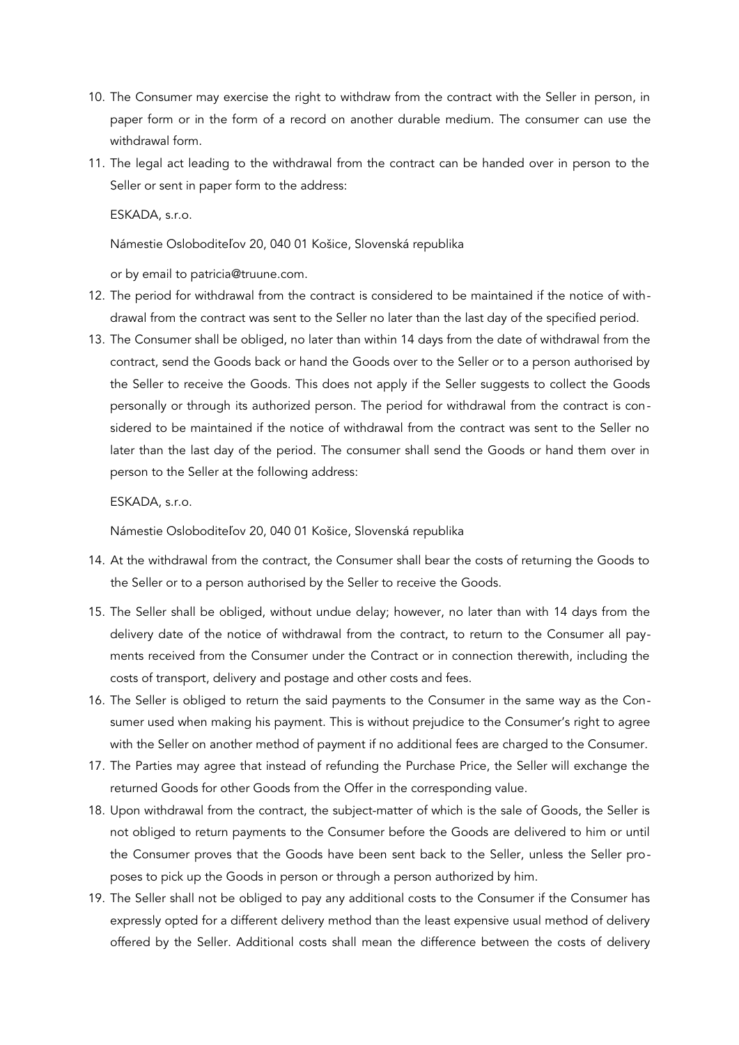10. The Consumer may exercise the right to withdraw from the contract with the Seller in person, in paper form or in the form of a record on another durable medium. The consumer can use the withdrawal form.
11. The legal act leading to the withdrawal from the contract can be handed over in person to the Seller or sent in paper form to the address:

    ESKADA, s.r.o.

    Námestie Osloboditeľov 20, 040 01 Košice, Slovenská republika

    or by email to patricia@truune.com.
12. The period for withdrawal from the contract is considered to be maintained if the notice of withdrawal from the contract was sent to the Seller no later than the last day of the specified period.
13. The Consumer shall be obliged, no later than within 14 days from the date of withdrawal from the contract, send the Goods back or hand the Goods over to the Seller or to a person authorised by the Seller to receive the Goods. This does not apply if the Seller suggests to collect the Goods personally or through its authorized person. The period for withdrawal from the contract is considered to be maintained if the notice of withdrawal from the contract was sent to the Seller no later than the last day of the period. The consumer shall send the Goods or hand them over in person to the Seller at the following address:

    ESKADA, s.r.o.

    Námestie Osloboditeľov 20, 040 01 Košice, Slovenská republika
14. At the withdrawal from the contract, the Consumer shall bear the costs of returning the Goods to the Seller or to a person authorised by the Seller to receive the Goods.
15. The Seller shall be obliged, without undue delay; however, no later than with 14 days from the delivery date of the notice of withdrawal from the contract, to return to the Consumer all payments received from the Consumer under the Contract or in connection therewith, including the costs of transport, delivery and postage and other costs and fees.
16. The Seller is obliged to return the said payments to the Consumer in the same way as the Consumer used when making his payment. This is without prejudice to the Consumer's right to agree with the Seller on another method of payment if no additional fees are charged to the Consumer.
17. The Parties may agree that instead of refunding the Purchase Price, the Seller will exchange the returned Goods for other Goods from the Offer in the corresponding value.
18. Upon withdrawal from the contract, the subject-matter of which is the sale of Goods, the Seller is not obliged to return payments to the Consumer before the Goods are delivered to him or until the Consumer proves that the Goods have been sent back to the Seller, unless the Seller proposes to pick up the Goods in person or through a person authorized by him.
19. The Seller shall not be obliged to pay any additional costs to the Consumer if the Consumer has expressly opted for a different delivery method than the least expensive usual method of delivery offered by the Seller. Additional costs shall mean the difference between the costs of delivery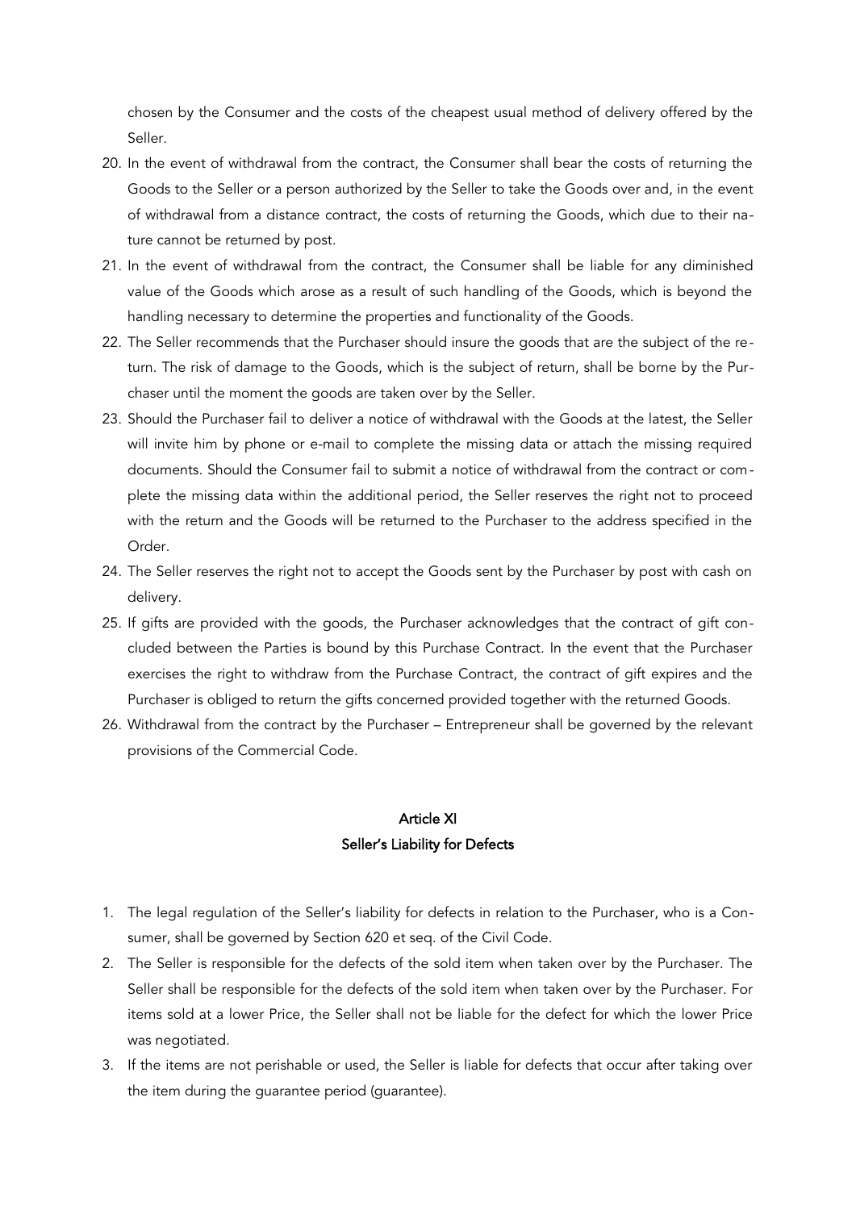chosen by the Consumer and the costs of the cheapest usual method of delivery offered by the Seller.

20. In the event of withdrawal from the contract, the Consumer shall bear the costs of returning the Goods to the Seller or a person authorized by the Seller to take the Goods over and, in the event of withdrawal from a distance contract, the costs of returning the Goods, which due to their nature cannot be returned by post.
21. In the event of withdrawal from the contract, the Consumer shall be liable for any diminished value of the Goods which arose as a result of such handling of the Goods, which is beyond the handling necessary to determine the properties and functionality of the Goods.
22. The Seller recommends that the Purchaser should insure the goods that are the subject of the return. The risk of damage to the Goods, which is the subject of return, shall be borne by the Purchaser until the moment the goods are taken over by the Seller.
23. Should the Purchaser fail to deliver a notice of withdrawal with the Goods at the latest, the Seller will invite him by phone or e-mail to complete the missing data or attach the missing required documents. Should the Consumer fail to submit a notice of withdrawal from the contract or complete the missing data within the additional period, the Seller reserves the right not to proceed with the return and the Goods will be returned to the Purchaser to the address specified in the Order.
24. The Seller reserves the right not to accept the Goods sent by the Purchaser by post with cash on delivery.
25. If gifts are provided with the goods, the Purchaser acknowledges that the contract of gift concluded between the Parties is bound by this Purchase Contract. In the event that the Purchaser exercises the right to withdraw from the Purchase Contract, the contract of gift expires and the Purchaser is obliged to return the gifts concerned provided together with the returned Goods.
26. Withdrawal from the contract by the Purchaser – Entrepreneur shall be governed by the relevant provisions of the Commercial Code.

## Article XI
## Seller's Liability for Defects

1. The legal regulation of the Seller's liability for defects in relation to the Purchaser, who is a Consumer, shall be governed by Section 620 et seq. of the Civil Code.
2. The Seller is responsible for the defects of the sold item when taken over by the Purchaser. The Seller shall be responsible for the defects of the sold item when taken over by the Purchaser. For items sold at a lower Price, the Seller shall not be liable for the defect for which the lower Price was negotiated.
3. If the items are not perishable or used, the Seller is liable for defects that occur after taking over the item during the guarantee period (guarantee).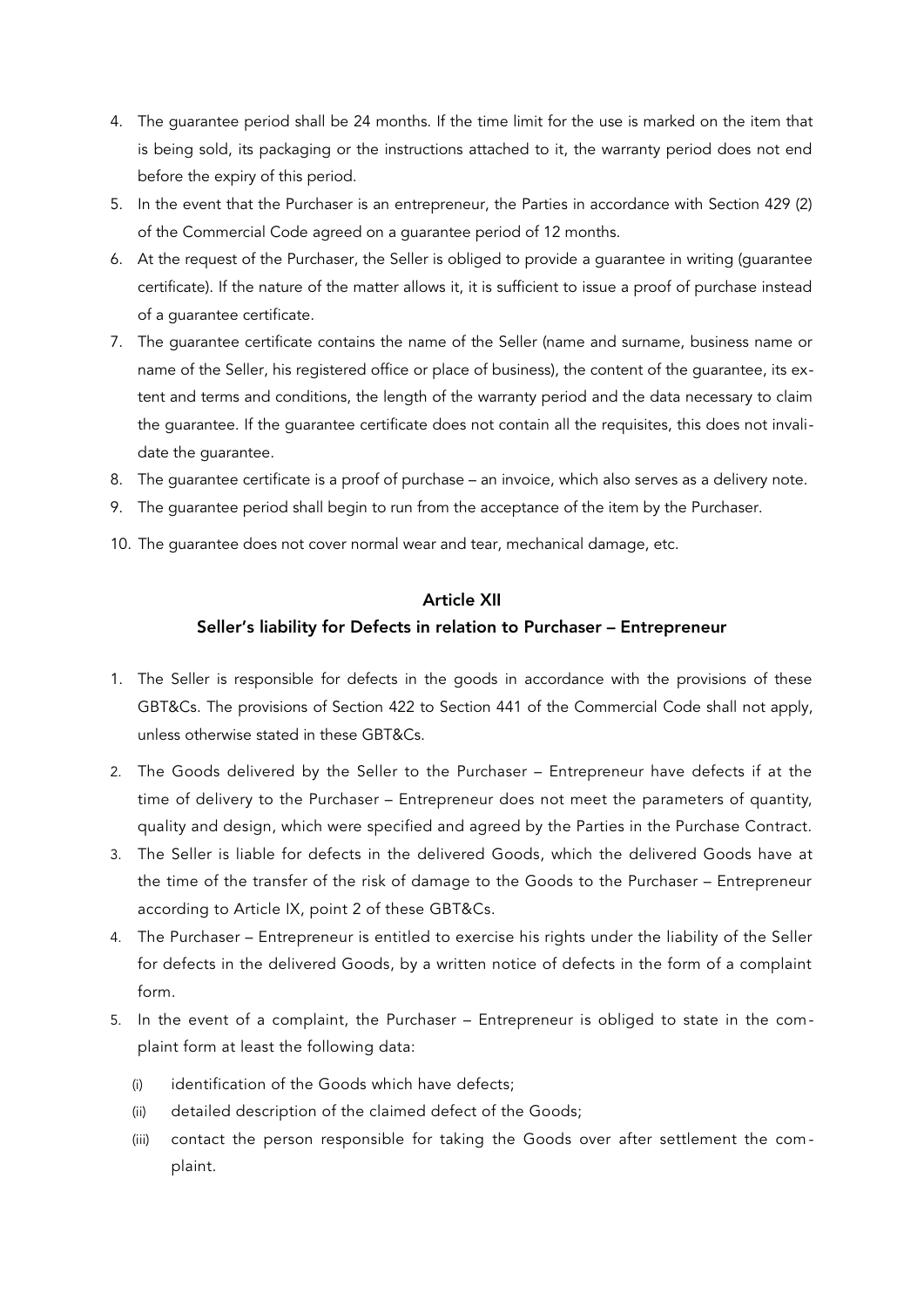4. The guarantee period shall be 24 months. If the time limit for the use is marked on the item that is being sold, its packaging or the instructions attached to it, the warranty period does not end before the expiry of this period.
5. In the event that the Purchaser is an entrepreneur, the Parties in accordance with Section 429 (2) of the Commercial Code agreed on a guarantee period of 12 months.
6. At the request of the Purchaser, the Seller is obliged to provide a guarantee in writing (guarantee certificate). If the nature of the matter allows it, it is sufficient to issue a proof of purchase instead of a guarantee certificate.
7. The guarantee certificate contains the name of the Seller (name and surname, business name or name of the Seller, his registered office or place of business), the content of the guarantee, its extent and terms and conditions, the length of the warranty period and the data necessary to claim the guarantee. If the guarantee certificate does not contain all the requisites, this does not invalidate the guarantee.
8. The guarantee certificate is a proof of purchase – an invoice, which also serves as a delivery note.
9. The guarantee period shall begin to run from the acceptance of the item by the Purchaser.
10. The guarantee does not cover normal wear and tear, mechanical damage, etc.

## Article XII
## Seller's liability for Defects in relation to Purchaser – Entrepreneur

1. The Seller is responsible for defects in the goods in accordance with the provisions of these GBT&Cs. The provisions of Section 422 to Section 441 of the Commercial Code shall not apply, unless otherwise stated in these GBT&Cs.
2. The Goods delivered by the Seller to the Purchaser – Entrepreneur have defects if at the time of delivery to the Purchaser – Entrepreneur does not meet the parameters of quantity, quality and design, which were specified and agreed by the Parties in the Purchase Contract.
3. The Seller is liable for defects in the delivered Goods, which the delivered Goods have at the time of the transfer of the risk of damage to the Goods to the Purchaser – Entrepreneur according to Article IX, point 2 of these GBT&Cs.
4. The Purchaser – Entrepreneur is entitled to exercise his rights under the liability of the Seller for defects in the delivered Goods, by a written notice of defects in the form of a complaint form.
5. In the event of a complaint, the Purchaser – Entrepreneur is obliged to state in the complaint form at least the following data:
   (i) identification of the Goods which have defects;
   (ii) detailed description of the claimed defect of the Goods;
   (iii) contact the person responsible for taking the Goods over after settlement the complaint.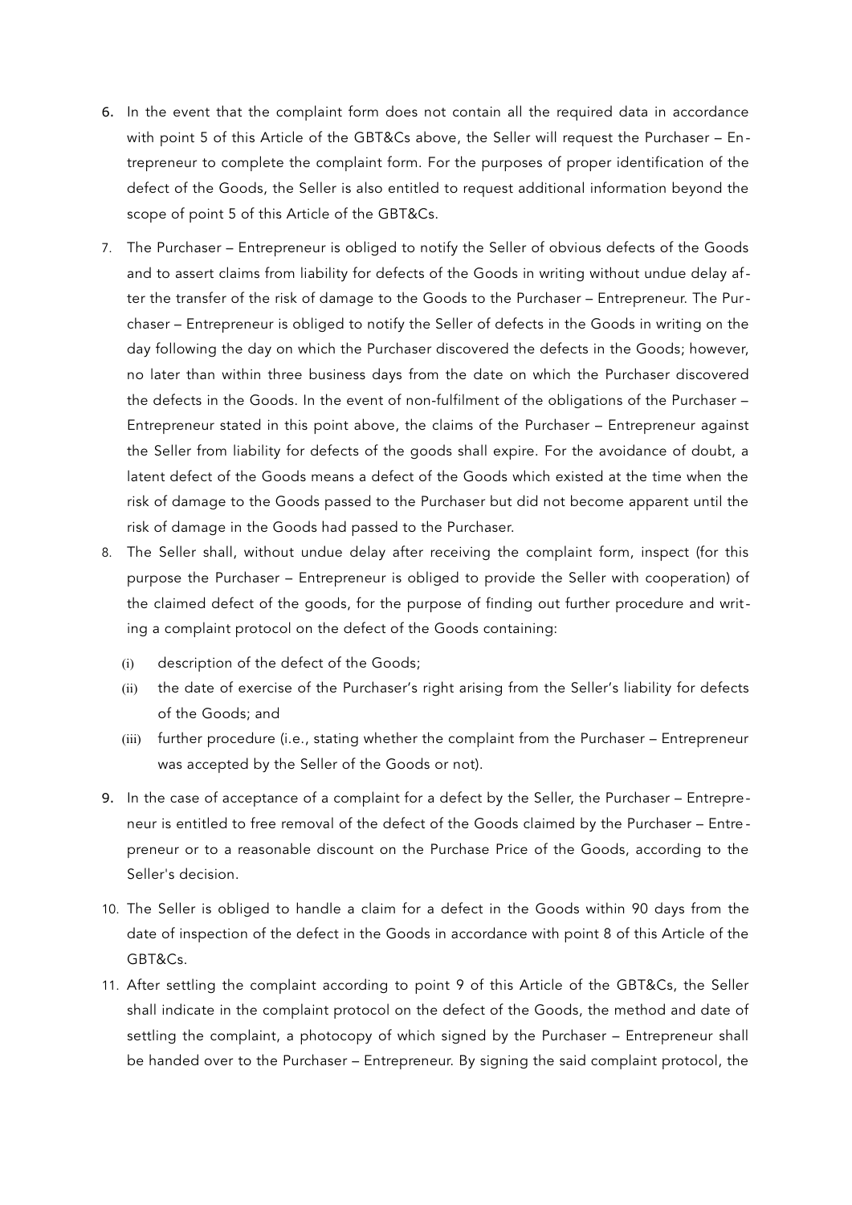6. In the event that the complaint form does not contain all the required data in accordance with point 5 of this Article of the GBT&Cs above, the Seller will request the Purchaser – Entrepreneur to complete the complaint form. For the purposes of proper identification of the defect of the Goods, the Seller is also entitled to request additional information beyond the scope of point 5 of this Article of the GBT&Cs.

7. The Purchaser – Entrepreneur is obliged to notify the Seller of obvious defects of the Goods and to assert claims from liability for defects of the Goods in writing without undue delay after the transfer of the risk of damage to the Goods to the Purchaser – Entrepreneur. The Purchaser – Entrepreneur is obliged to notify the Seller of defects in the Goods in writing on the day following the day on which the Purchaser discovered the defects in the Goods; however, no later than within three business days from the date on which the Purchaser discovered the defects in the Goods. In the event of non-fulfilment of the obligations of the Purchaser – Entrepreneur stated in this point above, the claims of the Purchaser – Entrepreneur against the Seller from liability for defects of the goods shall expire. For the avoidance of doubt, a latent defect of the Goods means a defect of the Goods which existed at the time when the risk of damage to the Goods passed to the Purchaser but did not become apparent until the risk of damage in the Goods had passed to the Purchaser.

8. The Seller shall, without undue delay after receiving the complaint form, inspect (for this purpose the Purchaser – Entrepreneur is obliged to provide the Seller with cooperation) of the claimed defect of the goods, for the purpose of finding out further procedure and writing a complaint protocol on the defect of the Goods containing:

   (i) description of the defect of the Goods;

   (ii) the date of exercise of the Purchaser's right arising from the Seller's liability for defects of the Goods; and

   (iii) further procedure (i.e., stating whether the complaint from the Purchaser – Entrepreneur was accepted by the Seller of the Goods or not).

9. In the case of acceptance of a complaint for a defect by the Seller, the Purchaser – Entrepreneur is entitled to free removal of the defect of the Goods claimed by the Purchaser – Entrepreneur or to a reasonable discount on the Purchase Price of the Goods, according to the Seller's decision.

10. The Seller is obliged to handle a claim for a defect in the Goods within 90 days from the date of inspection of the defect in the Goods in accordance with point 8 of this Article of the GBT&Cs.

11. After settling the complaint according to point 9 of this Article of the GBT&Cs, the Seller shall indicate in the complaint protocol on the defect of the Goods, the method and date of settling the complaint, a photocopy of which signed by the Purchaser – Entrepreneur shall be handed over to the Purchaser – Entrepreneur. By signing the said complaint protocol, the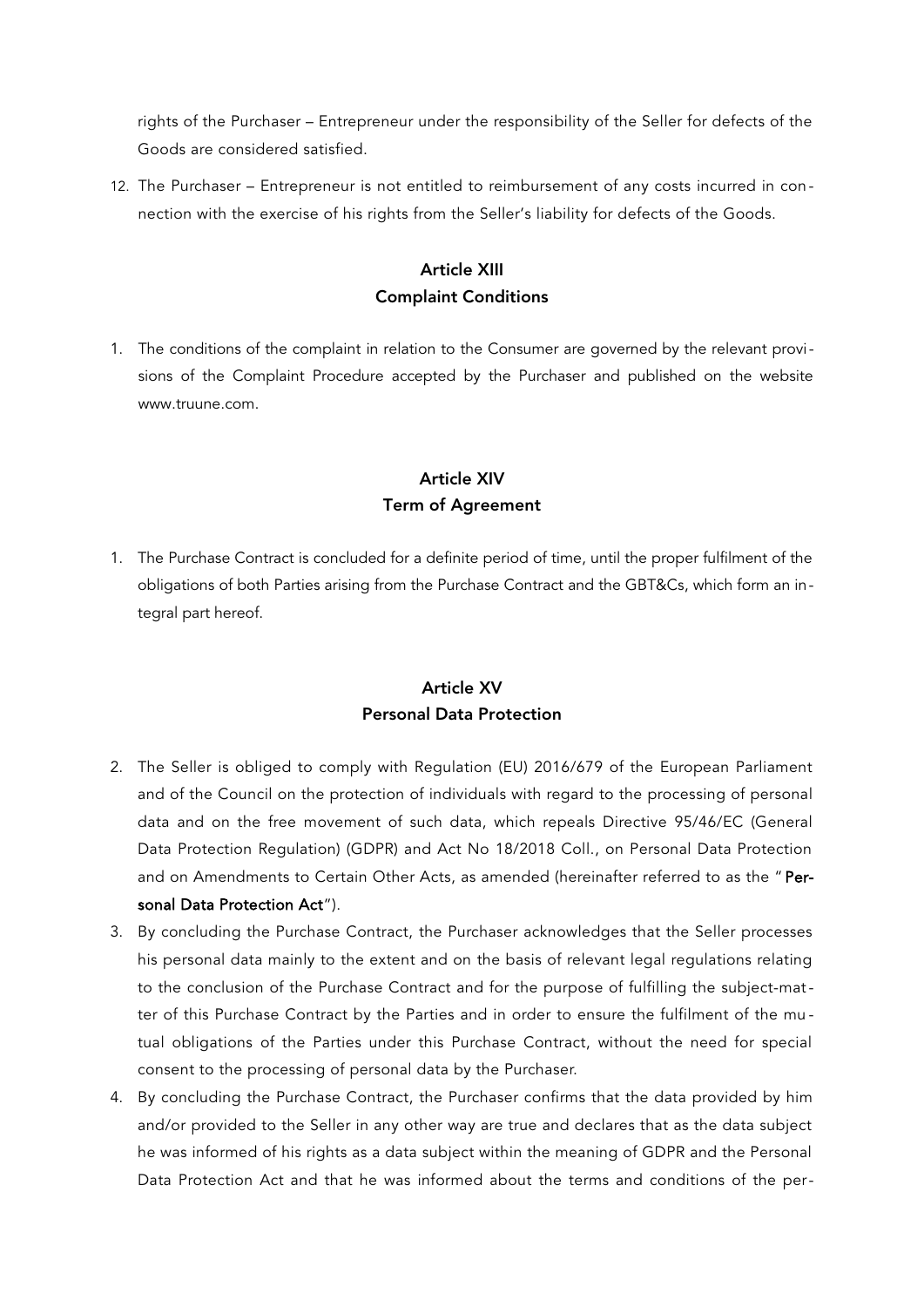rights of the Purchaser – Entrepreneur under the responsibility of the Seller for defects of the Goods are considered satisfied.

12. The Purchaser – Entrepreneur is not entitled to reimbursement of any costs incurred in connection with the exercise of his rights from the Seller's liability for defects of the Goods.

## Article XIII
## Complaint Conditions

1. The conditions of the complaint in relation to the Consumer are governed by the relevant provisions of the Complaint Procedure accepted by the Purchaser and published on the website www.truune.com.

## Article XIV
## Term of Agreement

1. The Purchase Contract is concluded for a definite period of time, until the proper fulfilment of the obligations of both Parties arising from the Purchase Contract and the GBT&Cs, which form an integral part hereof.

## Article XV
## Personal Data Protection

2. The Seller is obliged to comply with Regulation (EU) 2016/679 of the European Parliament and of the Council on the protection of individuals with regard to the processing of personal data and on the free movement of such data, which repeals Directive 95/46/EC (General Data Protection Regulation) (GDPR) and Act No 18/2018 Coll., on Personal Data Protection and on Amendments to Certain Other Acts, as amended (hereinafter referred to as the "**Personal Data Protection Act**").
3. By concluding the Purchase Contract, the Purchaser acknowledges that the Seller processes his personal data mainly to the extent and on the basis of relevant legal regulations relating to the conclusion of the Purchase Contract and for the purpose of fulfilling the subject-matter of this Purchase Contract by the Parties and in order to ensure the fulfilment of the mutual obligations of the Parties under this Purchase Contract, without the need for special consent to the processing of personal data by the Purchaser.
4. By concluding the Purchase Contract, the Purchaser confirms that the data provided by him and/or provided to the Seller in any other way are true and declares that as the data subject he was informed of his rights as a data subject within the meaning of GDPR and the Personal Data Protection Act and that he was informed about the terms and conditions of the per-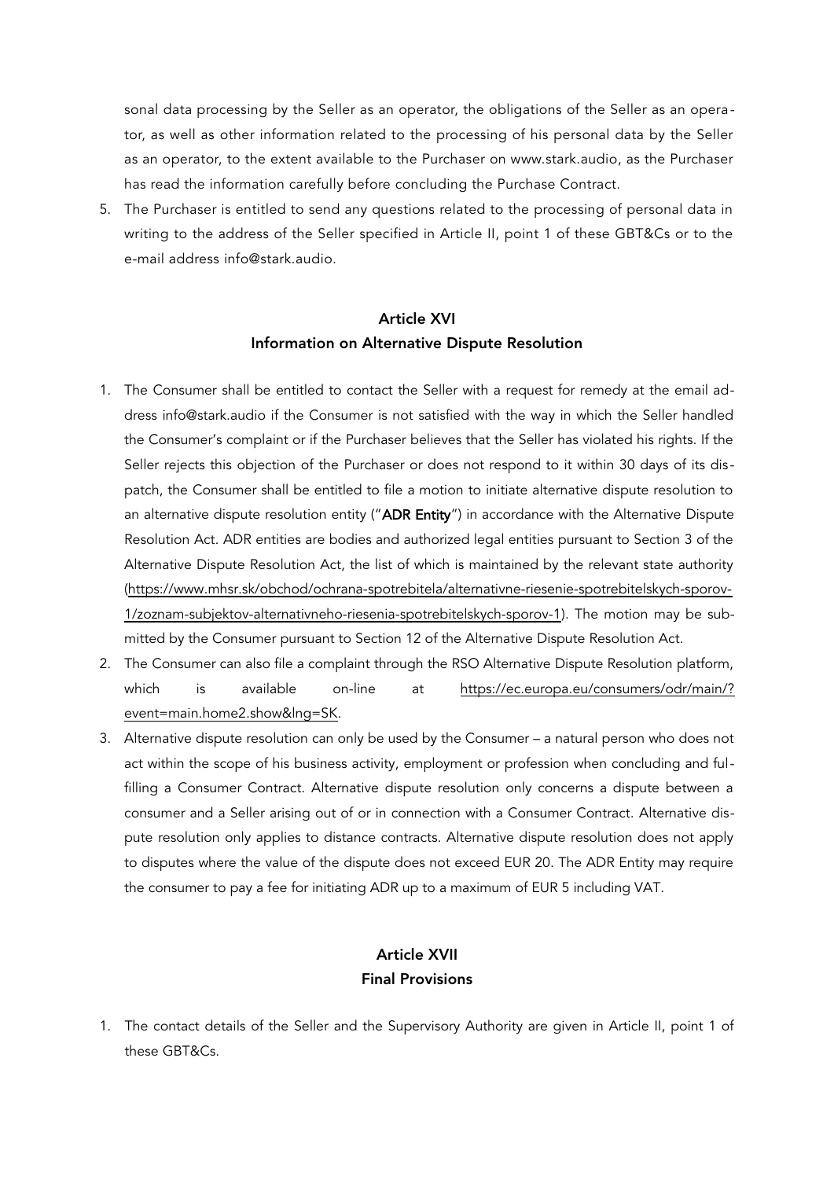sonal data processing by the Seller as an operator, the obligations of the Seller as an operator, as well as other information related to the processing of his personal data by the Seller as an operator, to the extent available to the Purchaser on www.stark.audio, as the Purchaser has read the information carefully before concluding the Purchase Contract.

5. The Purchaser is entitled to send any questions related to the processing of personal data in writing to the address of the Seller specified in Article II, point 1 of these GBT&Cs or to the e-mail address info@stark.audio.

## Article XVI
## Information on Alternative Dispute Resolution

1. The Consumer shall be entitled to contact the Seller with a request for remedy at the email address info@stark.audio if the Consumer is not satisfied with the way in which the Seller handled the Consumer's complaint or if the Purchaser believes that the Seller has violated his rights. If the Seller rejects this objection of the Purchaser or does not respond to it within 30 days of its dispatch, the Consumer shall be entitled to file a motion to initiate alternative dispute resolution to an alternative dispute resolution entity ("**ADR Entity**") in accordance with the Alternative Dispute Resolution Act. ADR entities are bodies and authorized legal entities pursuant to Section 3 of the Alternative Dispute Resolution Act, the list of which is maintained by the relevant state authority (https://www.mhsr.sk/obchod/ochrana-spotrebitela/alternativne-riesenie-spotrebitelskych-sporov-1/zoznam-subjektov-alternativneho-riesenia-spotrebitelskych-sporov-1). The motion may be submitted by the Consumer pursuant to Section 12 of the Alternative Dispute Resolution Act.
2. The Consumer can also file a complaint through the RSO Alternative Dispute Resolution platform, which is available on-line at https://ec.europa.eu/consumers/odr/main/?event=main.home2.show&lng=SK.
3. Alternative dispute resolution can only be used by the Consumer – a natural person who does not act within the scope of his business activity, employment or profession when concluding and fulfilling a Consumer Contract. Alternative dispute resolution only concerns a dispute between a consumer and a Seller arising out of or in connection with a Consumer Contract. Alternative dispute resolution only applies to distance contracts. Alternative dispute resolution does not apply to disputes where the value of the dispute does not exceed EUR 20. The ADR Entity may require the consumer to pay a fee for initiating ADR up to a maximum of EUR 5 including VAT.

## Article XVII
## Final Provisions

1. The contact details of the Seller and the Supervisory Authority are given in Article II, point 1 of these GBT&Cs.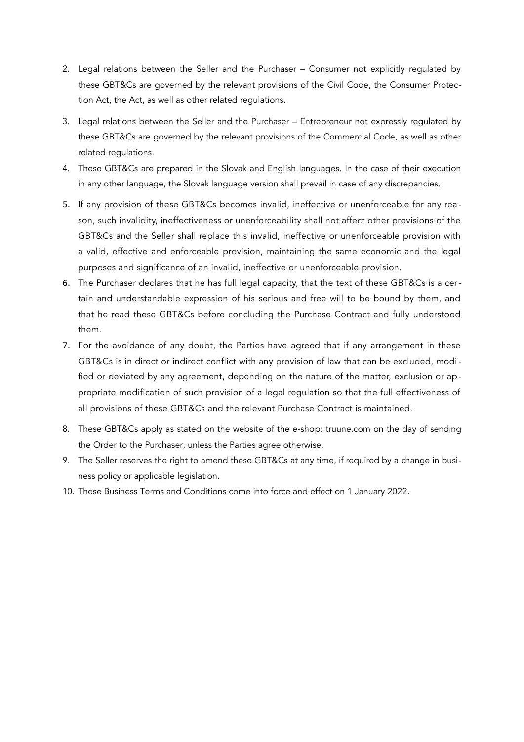2. Legal relations between the Seller and the Purchaser – Consumer not explicitly regulated by these GBT&Cs are governed by the relevant provisions of the Civil Code, the Consumer Protection Act, the Act, as well as other related regulations.
3. Legal relations between the Seller and the Purchaser – Entrepreneur not expressly regulated by these GBT&Cs are governed by the relevant provisions of the Commercial Code, as well as other related regulations.
4. These GBT&Cs are prepared in the Slovak and English languages. In the case of their execution in any other language, the Slovak language version shall prevail in case of any discrepancies.
5. If any provision of these GBT&Cs becomes invalid, ineffective or unenforceable for any reason, such invalidity, ineffectiveness or unenforceability shall not affect other provisions of the GBT&Cs and the Seller shall replace this invalid, ineffective or unenforceable provision with a valid, effective and enforceable provision, maintaining the same economic and the legal purposes and significance of an invalid, ineffective or unenforceable provision.
6. The Purchaser declares that he has full legal capacity, that the text of these GBT&Cs is a certain and understandable expression of his serious and free will to be bound by them, and that he read these GBT&Cs before concluding the Purchase Contract and fully understood them.
7. For the avoidance of any doubt, the Parties have agreed that if any arrangement in these GBT&Cs is in direct or indirect conflict with any provision of law that can be excluded, modified or deviated by any agreement, depending on the nature of the matter, exclusion or appropriate modification of such provision of a legal regulation so that the full effectiveness of all provisions of these GBT&Cs and the relevant Purchase Contract is maintained.
8. These GBT&Cs apply as stated on the website of the e-shop: truune.com on the day of sending the Order to the Purchaser, unless the Parties agree otherwise.
9. The Seller reserves the right to amend these GBT&Cs at any time, if required by a change in business policy or applicable legislation.
10. These Business Terms and Conditions come into force and effect on 1 January 2022.